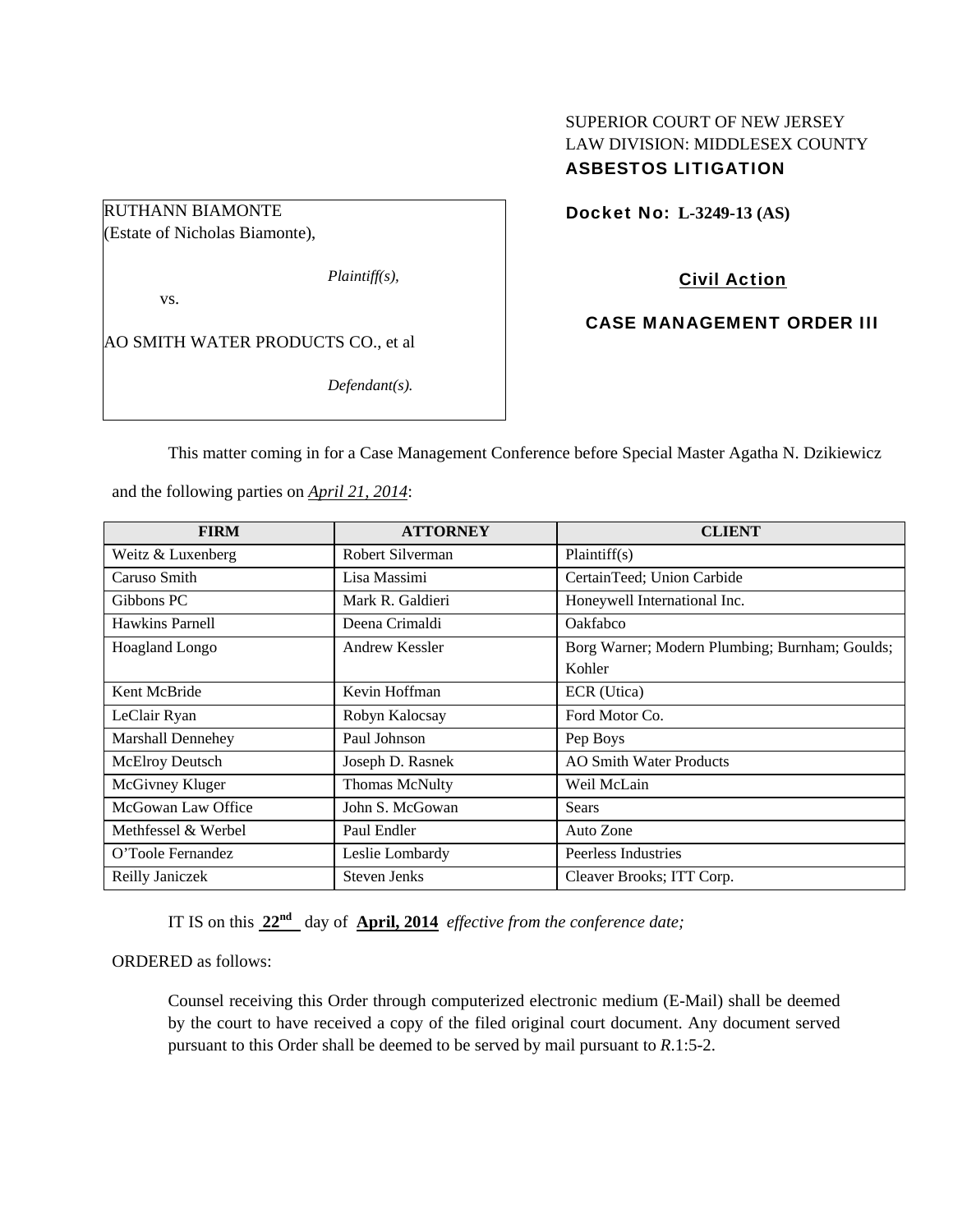SUPERIOR COURT OF NEW JERSEY
LAW DIVISION: MIDDLESEX COUNTY
**ASBESTOS LITIGATION**

RUTHANN BIAMONTE
(Estate of Nicholas Biamonte),

*Plaintiff(s),*

vs.

AO SMITH WATER PRODUCTS CO., et al

*Defendant(s).*

**Docket No: L-3249-13 (AS)**

**Civil Action**

**CASE MANAGEMENT ORDER III**

This matter coming in for a Case Management Conference before Special Master Agatha N. Dzikiewicz and the following parties on *April 21, 2014*:

| FIRM | ATTORNEY | CLIENT |
|---|---|---|
| Weitz & Luxenberg | Robert Silverman | Plaintiff(s) |
| Caruso Smith | Lisa Massimi | CertainTeed; Union Carbide |
| Gibbons PC | Mark R. Galdieri | Honeywell International Inc. |
| Hawkins Parnell | Deena Crimaldi | Oakfabco |
| Hoagland Longo | Andrew Kessler | Borg Warner; Modern Plumbing; Burnham; Goulds; Kohler |
| Kent McBride | Kevin Hoffman | ECR (Utica) |
| LeClair Ryan | Robyn Kalocsay | Ford Motor Co. |
| Marshall Dennehey | Paul Johnson | Pep Boys |
| McElroy Deutsch | Joseph D. Rasnek | AO Smith Water Products |
| McGivney Kluger | Thomas McNulty | Weil McLain |
| McGowan Law Office | John S. McGowan | Sears |
| Methfessel & Werbel | Paul Endler | Auto Zone |
| O'Toole Fernandez | Leslie Lombardy | Peerless Industries |
| Reilly Janiczek | Steven Jenks | Cleaver Brooks; ITT Corp. |

IT IS on this **22nd** day of **April, 2014** *effective from the conference date;*

ORDERED as follows:

Counsel receiving this Order through computerized electronic medium (E-Mail) shall be deemed by the court to have received a copy of the filed original court document. Any document served pursuant to this Order shall be deemed to be served by mail pursuant to *R*.1:5-2.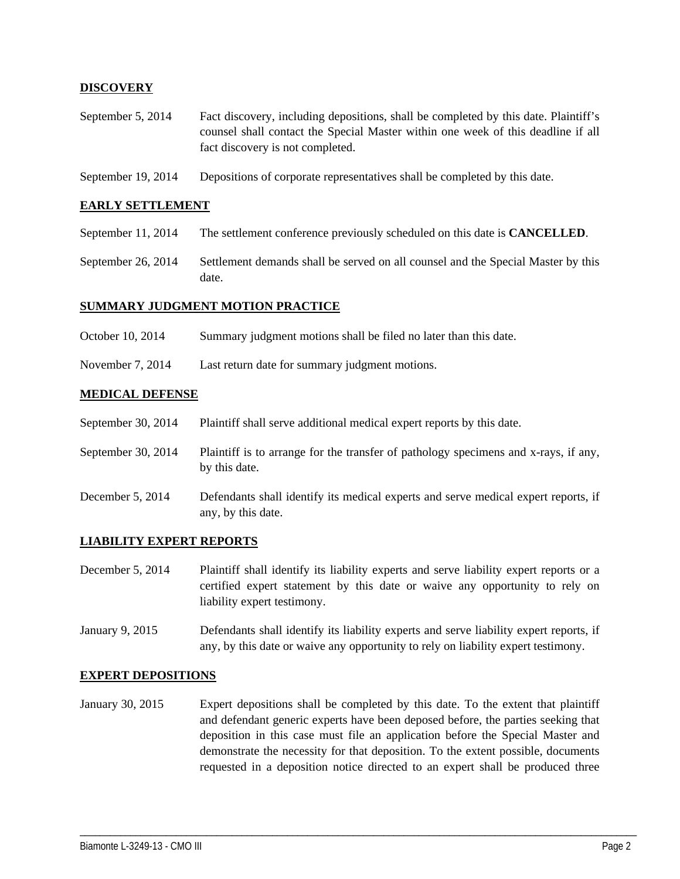**DISCOVERY**

| | |
|---|---|
| September 5, 2014 | Fact discovery, including depositions, shall be completed by this date. Plaintiff's counsel shall contact the Special Master within one week of this deadline if all fact discovery is not completed. |
| September 19, 2014 | Depositions of corporate representatives shall be completed by this date. |

**EARLY SETTLEMENT**

| | |
|---|---|
| September 11, 2014 | The settlement conference previously scheduled on this date is **CANCELLED**. |
| September 26, 2014 | Settlement demands shall be served on all counsel and the Special Master by this date. |

**SUMMARY JUDGMENT MOTION PRACTICE**

| | |
|---|---|
| October 10, 2014 | Summary judgment motions shall be filed no later than this date. |
| November 7, 2014 | Last return date for summary judgment motions. |

**MEDICAL DEFENSE**

| | |
|---|---|
| September 30, 2014 | Plaintiff shall serve additional medical expert reports by this date. |
| September 30, 2014 | Plaintiff is to arrange for the transfer of pathology specimens and x-rays, if any, by this date. |
| December 5, 2014 | Defendants shall identify its medical experts and serve medical expert reports, if any, by this date. |

**LIABILITY EXPERT REPORTS**

| | |
|---|---|
| December 5, 2014 | Plaintiff shall identify its liability experts and serve liability expert reports or a certified expert statement by this date or waive any opportunity to rely on liability expert testimony. |
| January 9, 2015 | Defendants shall identify its liability experts and serve liability expert reports, if any, by this date or waive any opportunity to rely on liability expert testimony. |

**EXPERT DEPOSITIONS**

| | |
|---|---|
| January 30, 2015 | Expert depositions shall be completed by this date. To the extent that plaintiff and defendant generic experts have been deposed before, the parties seeking that deposition in this case must file an application before the Special Master and demonstrate the necessity for that deposition. To the extent possible, documents requested in a deposition notice directed to an expert shall be produced three |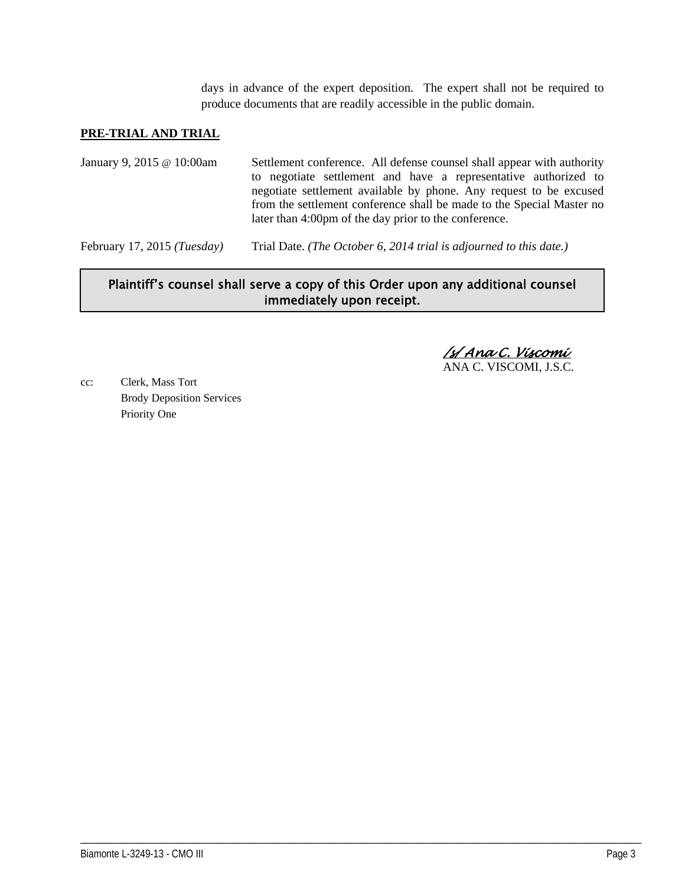days in advance of the expert deposition. The expert shall not be required to produce documents that are readily accessible in the public domain.

**PRE-TRIAL AND TRIAL**

| | |
|---|---|
| January 9, 2015 @ 10:00am | Settlement conference. All defense counsel shall appear with authority to negotiate settlement and have a representative authorized to negotiate settlement available by phone. Any request to be excused from the settlement conference shall be made to the Special Master no later than 4:00pm of the day prior to the conference. |
| February 17, 2015 *(Tuesday)* | Trial Date. *(The October 6, 2014 trial is adjourned to this date.)* |

**Plaintiff's counsel shall serve a copy of this Order upon any additional counsel immediately upon receipt.**

/s/ Ana C. Viscomi
ANA C. VISCOMI, J.S.C.

cc: Clerk, Mass Tort
Brody Deposition Services
Priority One